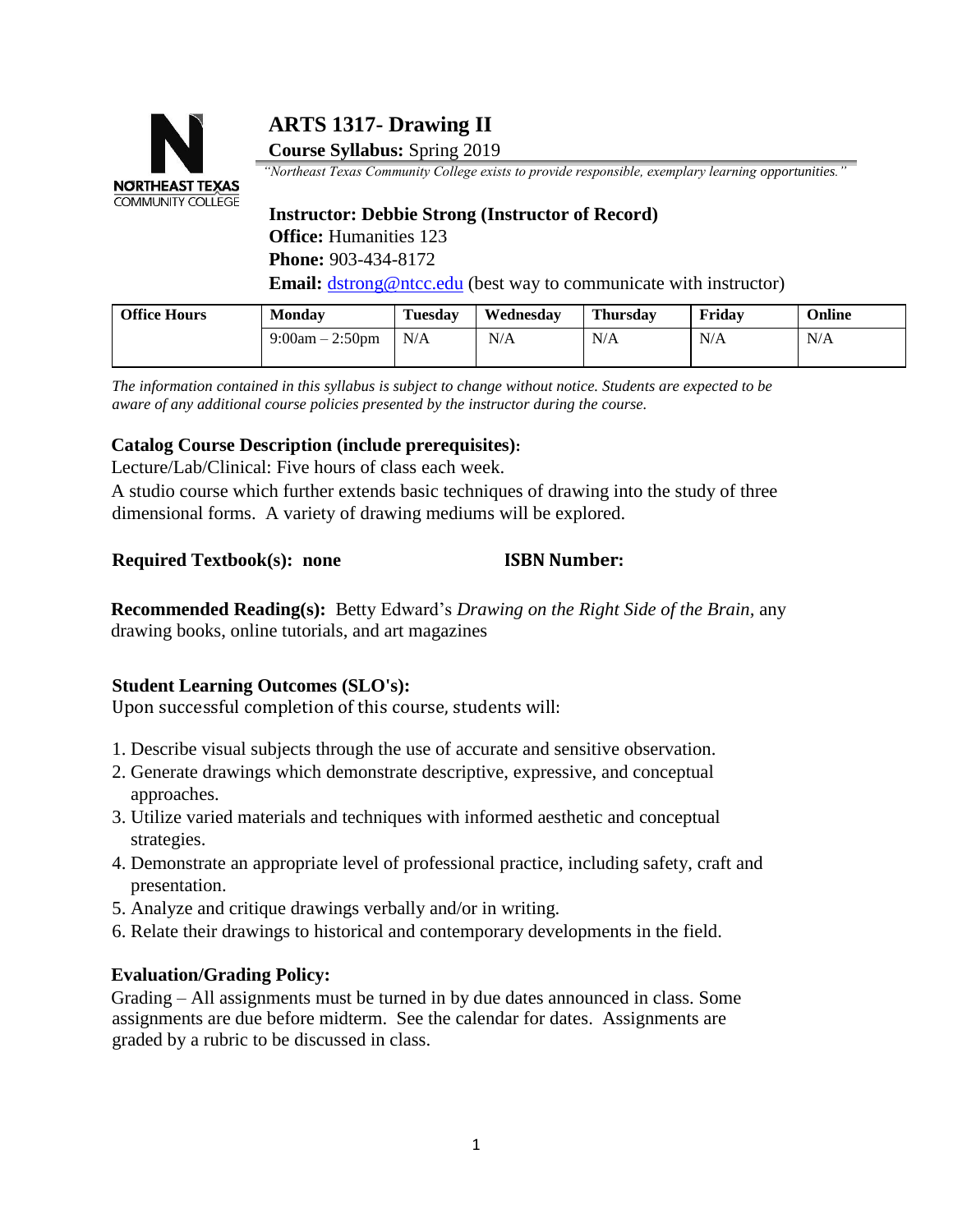# ARTS 1317- Drawing II

**Course Syllabus:** Spring 2019

*"Northeast Texas Community College exists to provide responsible, exemplary learning opportunities."*

**Instructor: Debbie Strong (Instructor of Record)**
**Office:** Humanities 123
**Phone:** 903-434-8172
**Email:** dstrong@ntcc.edu (best way to communicate with instructor)

| Office Hours | Monday | Tuesday | Wednesday | Thursday | Friday | Online |
|---|---|---|---|---|---|---|
| | 9:00am – 2:50pm | N/A | N/A | N/A | N/A | N/A |

*The information contained in this syllabus is subject to change without notice. Students are expected to be aware of any additional course policies presented by the instructor during the course.*

### Catalog Course Description (include prerequisites):

Lecture/Lab/Clinical: Five hours of class each week.

A studio course which further extends basic techniques of drawing into the study of three dimensional forms. A variety of drawing mediums will be explored.

**Required Textbook(s): none** **ISBN Number:**

**Recommended Reading(s):** Betty Edward's *Drawing on the Right Side of the Brain,* any drawing books, online tutorials, and art magazines

### Student Learning Outcomes (SLO's):

Upon successful completion of this course, students will:

1. Describe visual subjects through the use of accurate and sensitive observation.
2. Generate drawings which demonstrate descriptive, expressive, and conceptual approaches.
3. Utilize varied materials and techniques with informed aesthetic and conceptual strategies.
4. Demonstrate an appropriate level of professional practice, including safety, craft and presentation.
5. Analyze and critique drawings verbally and/or in writing.
6. Relate their drawings to historical and contemporary developments in the field.

### Evaluation/Grading Policy:

Grading – All assignments must be turned in by due dates announced in class. Some assignments are due before midterm. See the calendar for dates. Assignments are graded by a rubric to be discussed in class.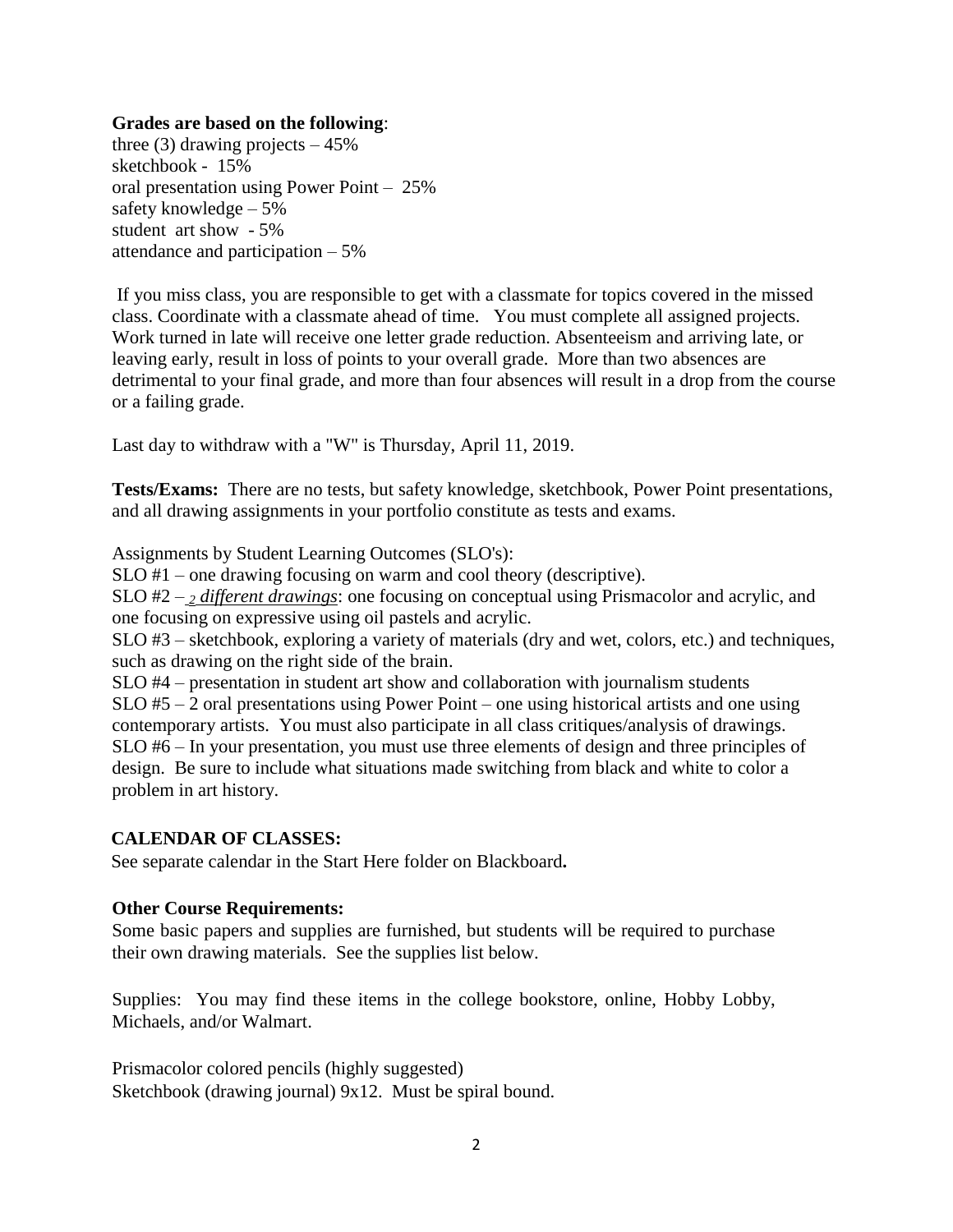**Grades are based on the following**:
three (3) drawing projects – 45%
sketchbook - 15%
oral presentation using Power Point – 25%
safety knowledge – 5%
student art show - 5%
attendance and participation – 5%

If you miss class, you are responsible to get with a classmate for topics covered in the missed class. Coordinate with a classmate ahead of time. You must complete all assigned projects. Work turned in late will receive one letter grade reduction. Absenteeism and arriving late, or leaving early, result in loss of points to your overall grade. More than two absences are detrimental to your final grade, and more than four absences will result in a drop from the course or a failing grade.

Last day to withdraw with a "W" is Thursday, April 11, 2019.

**Tests/Exams:** There are no tests, but safety knowledge, sketchbook, Power Point presentations, and all drawing assignments in your portfolio constitute as tests and exams.

Assignments by Student Learning Outcomes (SLO's):
SLO #1 – one drawing focusing on warm and cool theory (descriptive).
SLO #2 – *2 different drawings*: one focusing on conceptual using Prismacolor and acrylic, and one focusing on expressive using oil pastels and acrylic.
SLO #3 – sketchbook, exploring a variety of materials (dry and wet, colors, etc.) and techniques, such as drawing on the right side of the brain.
SLO #4 – presentation in student art show and collaboration with journalism students
SLO #5 – 2 oral presentations using Power Point – one using historical artists and one using contemporary artists. You must also participate in all class critiques/analysis of drawings.
SLO #6 – In your presentation, you must use three elements of design and three principles of design. Be sure to include what situations made switching from black and white to color a problem in art history.

**CALENDAR OF CLASSES:**
See separate calendar in the Start Here folder on Blackboard**.**

**Other Course Requirements:**
Some basic papers and supplies are furnished, but students will be required to purchase their own drawing materials. See the supplies list below.

Supplies: You may find these items in the college bookstore, online, Hobby Lobby, Michaels, and/or Walmart.

Prismacolor colored pencils (highly suggested)
Sketchbook (drawing journal) 9x12. Must be spiral bound.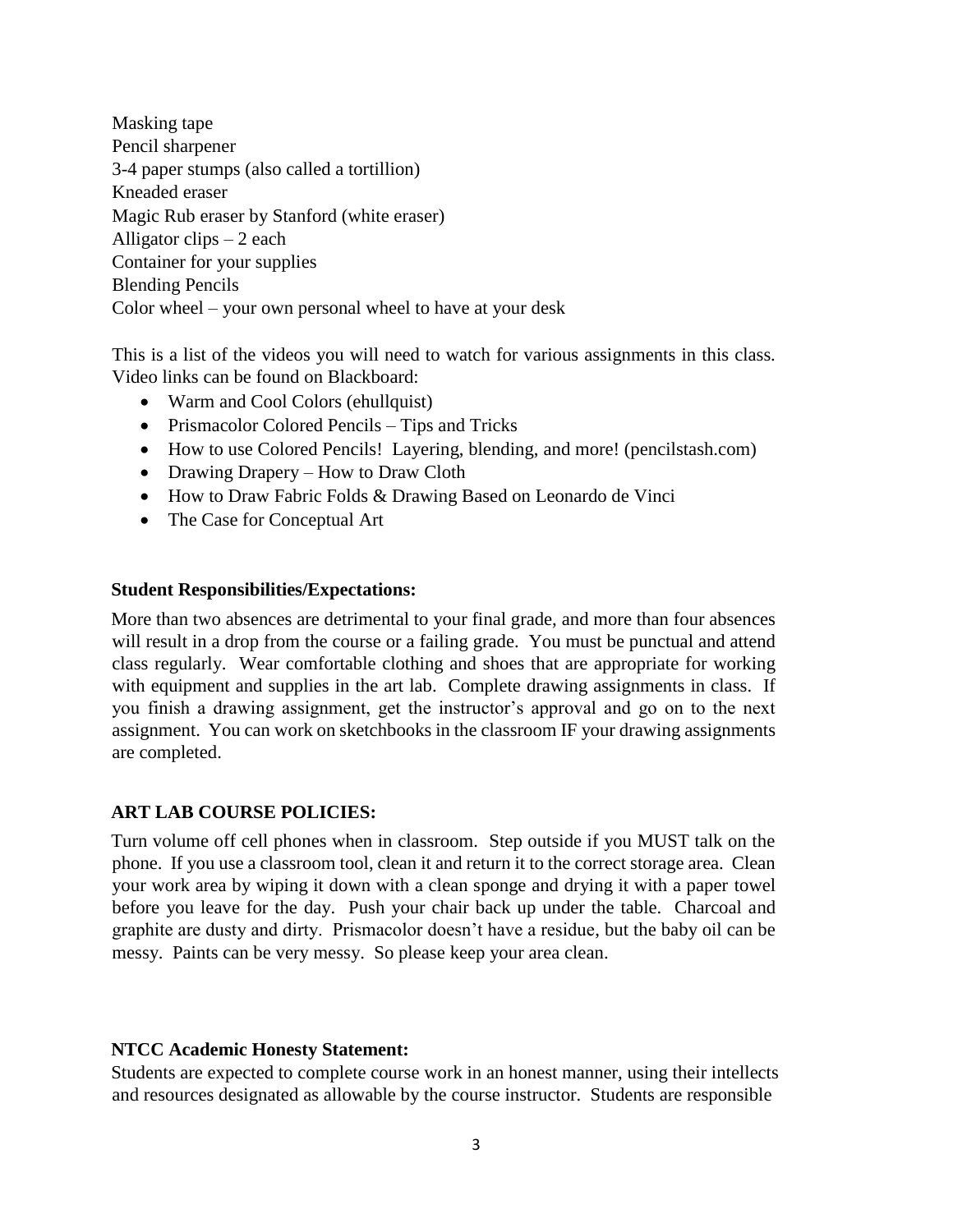Masking tape
Pencil sharpener
3-4 paper stumps (also called a tortillion)
Kneaded eraser
Magic Rub eraser by Stanford (white eraser)
Alligator clips – 2 each
Container for your supplies
Blending Pencils
Color wheel – your own personal wheel to have at your desk

This is a list of the videos you will need to watch for various assignments in this class. Video links can be found on Blackboard:

- Warm and Cool Colors (ehullquist)
- Prismacolor Colored Pencils – Tips and Tricks
- How to use Colored Pencils! Layering, blending, and more! (pencilstash.com)
- Drawing Drapery – How to Draw Cloth
- How to Draw Fabric Folds & Drawing Based on Leonardo de Vinci
- The Case for Conceptual Art

**Student Responsibilities/Expectations:**

More than two absences are detrimental to your final grade, and more than four absences will result in a drop from the course or a failing grade. You must be punctual and attend class regularly. Wear comfortable clothing and shoes that are appropriate for working with equipment and supplies in the art lab. Complete drawing assignments in class. If you finish a drawing assignment, get the instructor's approval and go on to the next assignment. You can work on sketchbooks in the classroom IF your drawing assignments are completed.

**ART LAB COURSE POLICIES:**

Turn volume off cell phones when in classroom. Step outside if you MUST talk on the phone. If you use a classroom tool, clean it and return it to the correct storage area. Clean your work area by wiping it down with a clean sponge and drying it with a paper towel before you leave for the day. Push your chair back up under the table. Charcoal and graphite are dusty and dirty. Prismacolor doesn't have a residue, but the baby oil can be messy. Paints can be very messy. So please keep your area clean.

**NTCC Academic Honesty Statement:**

Students are expected to complete course work in an honest manner, using their intellects and resources designated as allowable by the course instructor. Students are responsible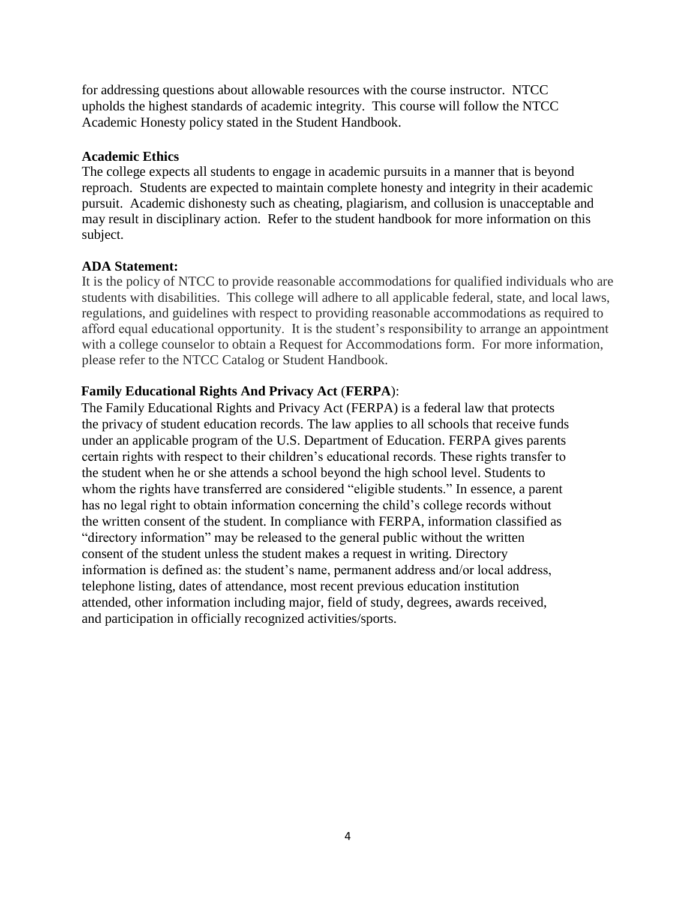for addressing questions about allowable resources with the course instructor. NTCC upholds the highest standards of academic integrity. This course will follow the NTCC Academic Honesty policy stated in the Student Handbook.

**Academic Ethics**

The college expects all students to engage in academic pursuits in a manner that is beyond reproach. Students are expected to maintain complete honesty and integrity in their academic pursuit. Academic dishonesty such as cheating, plagiarism, and collusion is unacceptable and may result in disciplinary action. Refer to the student handbook for more information on this subject.

**ADA Statement:**

It is the policy of NTCC to provide reasonable accommodations for qualified individuals who are students with disabilities. This college will adhere to all applicable federal, state, and local laws, regulations, and guidelines with respect to providing reasonable accommodations as required to afford equal educational opportunity. It is the student's responsibility to arrange an appointment with a college counselor to obtain a Request for Accommodations form. For more information, please refer to the NTCC Catalog or Student Handbook.

**Family Educational Rights And Privacy Act** (**FERPA**):

The Family Educational Rights and Privacy Act (FERPA) is a federal law that protects the privacy of student education records. The law applies to all schools that receive funds under an applicable program of the U.S. Department of Education. FERPA gives parents certain rights with respect to their children's educational records. These rights transfer to the student when he or she attends a school beyond the high school level. Students to whom the rights have transferred are considered "eligible students." In essence, a parent has no legal right to obtain information concerning the child's college records without the written consent of the student. In compliance with FERPA, information classified as "directory information" may be released to the general public without the written consent of the student unless the student makes a request in writing. Directory information is defined as: the student's name, permanent address and/or local address, telephone listing, dates of attendance, most recent previous education institution attended, other information including major, field of study, degrees, awards received, and participation in officially recognized activities/sports.